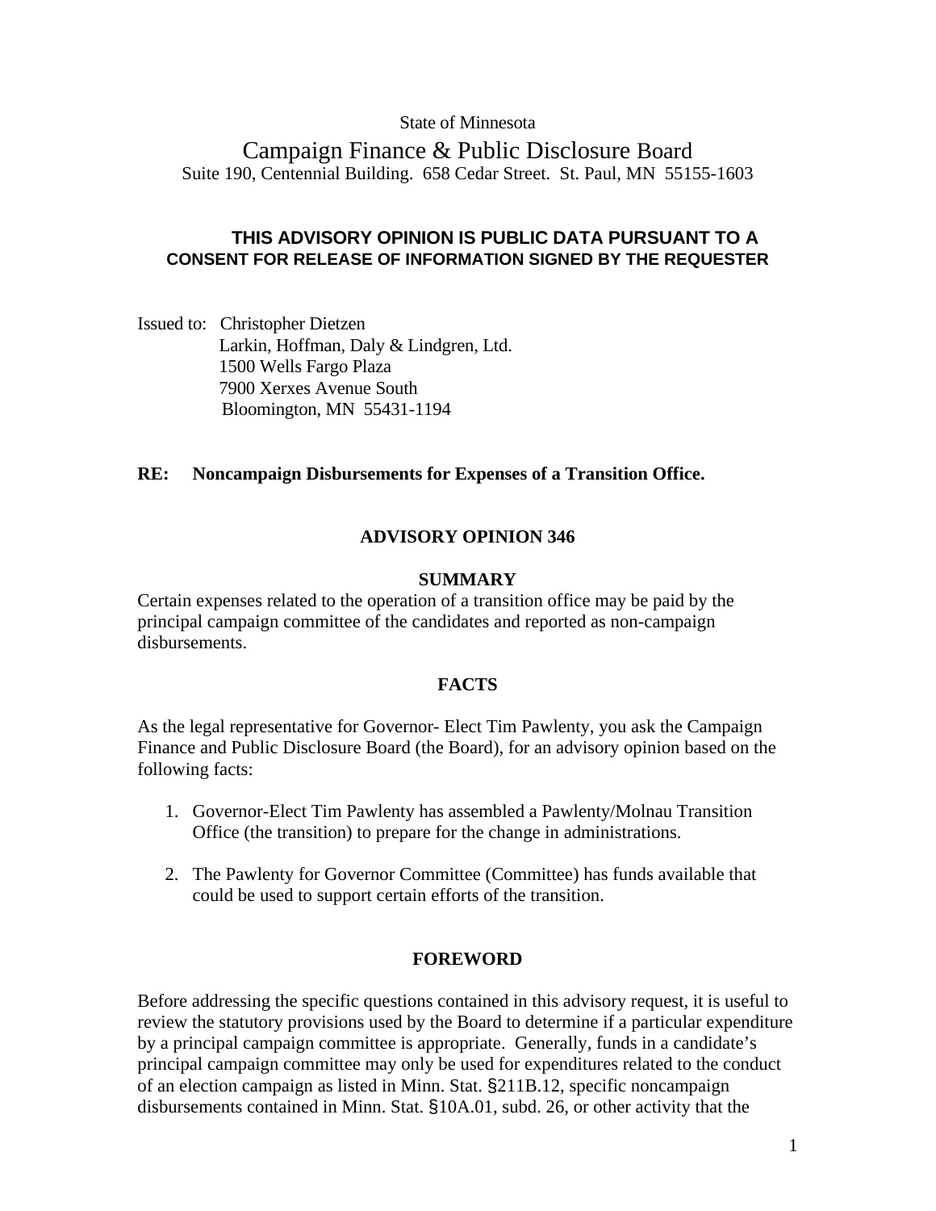State of Minnesota

# Campaign Finance & Public Disclosure Board

Suite 190, Centennial Building. 658 Cedar Street. St. Paul, MN 55155-1603

**THIS ADVISORY OPINION IS PUBLIC DATA PURSUANT TO A CONSENT FOR RELEASE OF INFORMATION SIGNED BY THE REQUESTER**

Issued to: Christopher Dietzen
Larkin, Hoffman, Daly & Lindgren, Ltd.
1500 Wells Fargo Plaza
7900 Xerxes Avenue South
Bloomington, MN 55431-1194

**RE: Noncampaign Disbursements for Expenses of a Transition Office.**

## ADVISORY OPINION 346

### SUMMARY

Certain expenses related to the operation of a transition office may be paid by the principal campaign committee of the candidates and reported as non-campaign disbursements.

### FACTS

As the legal representative for Governor- Elect Tim Pawlenty, you ask the Campaign Finance and Public Disclosure Board (the Board), for an advisory opinion based on the following facts:

1. Governor-Elect Tim Pawlenty has assembled a Pawlenty/Molnau Transition Office (the transition) to prepare for the change in administrations.
2. The Pawlenty for Governor Committee (Committee) has funds available that could be used to support certain efforts of the transition.

### FOREWORD

Before addressing the specific questions contained in this advisory request, it is useful to review the statutory provisions used by the Board to determine if a particular expenditure by a principal campaign committee is appropriate. Generally, funds in a candidate's principal campaign committee may only be used for expenditures related to the conduct of an election campaign as listed in Minn. Stat. §211B.12, specific noncampaign disbursements contained in Minn. Stat. §10A.01, subd. 26, or other activity that the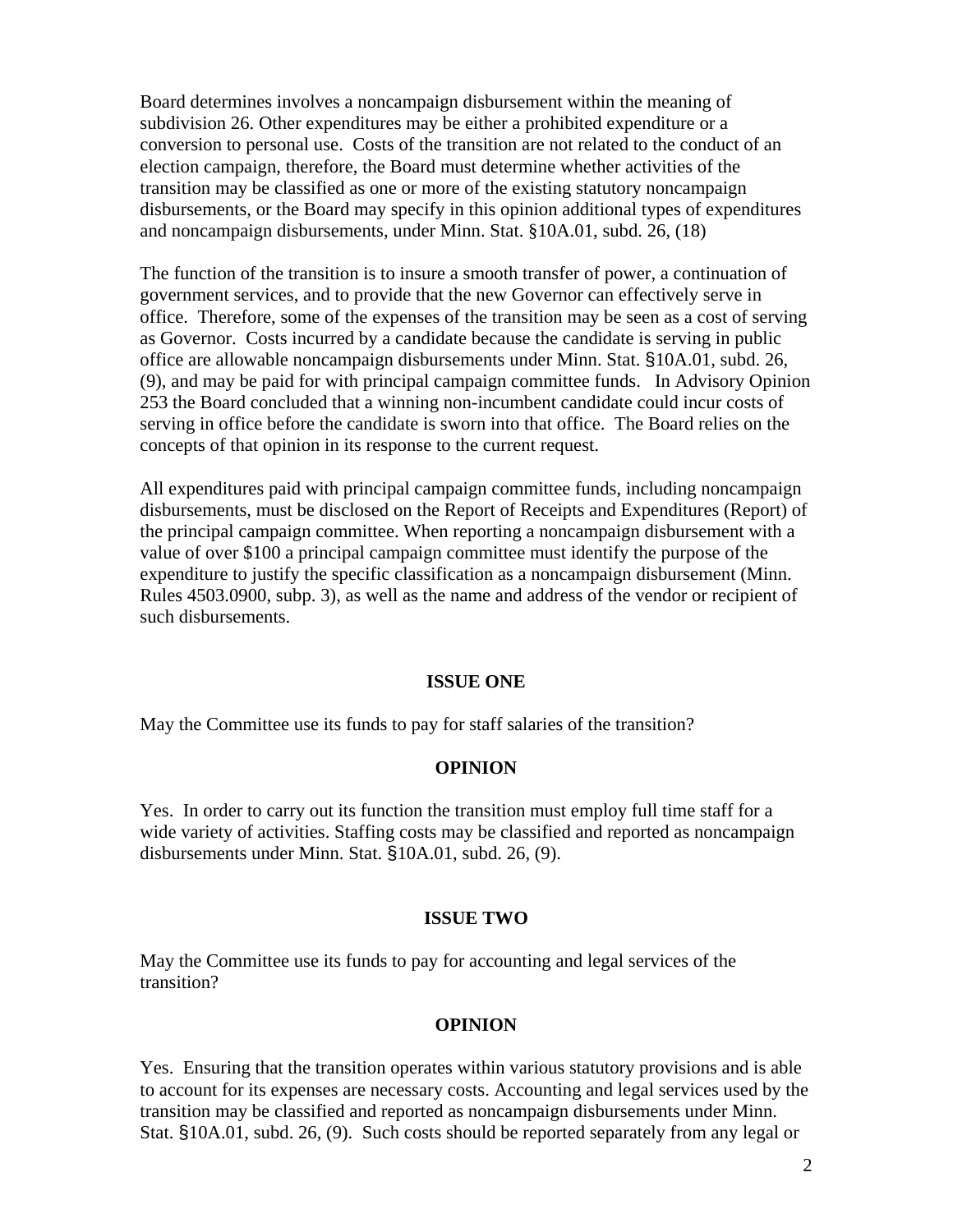Board determines involves a noncampaign disbursement within the meaning of subdivision 26. Other expenditures may be either a prohibited expenditure or a conversion to personal use. Costs of the transition are not related to the conduct of an election campaign, therefore, the Board must determine whether activities of the transition may be classified as one or more of the existing statutory noncampaign disbursements, or the Board may specify in this opinion additional types of expenditures and noncampaign disbursements, under Minn. Stat. §10A.01, subd. 26, (18)

The function of the transition is to insure a smooth transfer of power, a continuation of government services, and to provide that the new Governor can effectively serve in office. Therefore, some of the expenses of the transition may be seen as a cost of serving as Governor. Costs incurred by a candidate because the candidate is serving in public office are allowable noncampaign disbursements under Minn. Stat. §10A.01, subd. 26, (9), and may be paid for with principal campaign committee funds. In Advisory Opinion 253 the Board concluded that a winning non-incumbent candidate could incur costs of serving in office before the candidate is sworn into that office. The Board relies on the concepts of that opinion in its response to the current request.

All expenditures paid with principal campaign committee funds, including noncampaign disbursements, must be disclosed on the Report of Receipts and Expenditures (Report) of the principal campaign committee. When reporting a noncampaign disbursement with a value of over $100 a principal campaign committee must identify the purpose of the expenditure to justify the specific classification as a noncampaign disbursement (Minn. Rules 4503.0900, subp. 3), as well as the name and address of the vendor or recipient of such disbursements.

## ISSUE ONE

May the Committee use its funds to pay for staff salaries of the transition?

## OPINION

Yes. In order to carry out its function the transition must employ full time staff for a wide variety of activities. Staffing costs may be classified and reported as noncampaign disbursements under Minn. Stat. §10A.01, subd. 26, (9).

## ISSUE TWO

May the Committee use its funds to pay for accounting and legal services of the transition?

## OPINION

Yes. Ensuring that the transition operates within various statutory provisions and is able to account for its expenses are necessary costs. Accounting and legal services used by the transition may be classified and reported as noncampaign disbursements under Minn. Stat. §10A.01, subd. 26, (9). Such costs should be reported separately from any legal or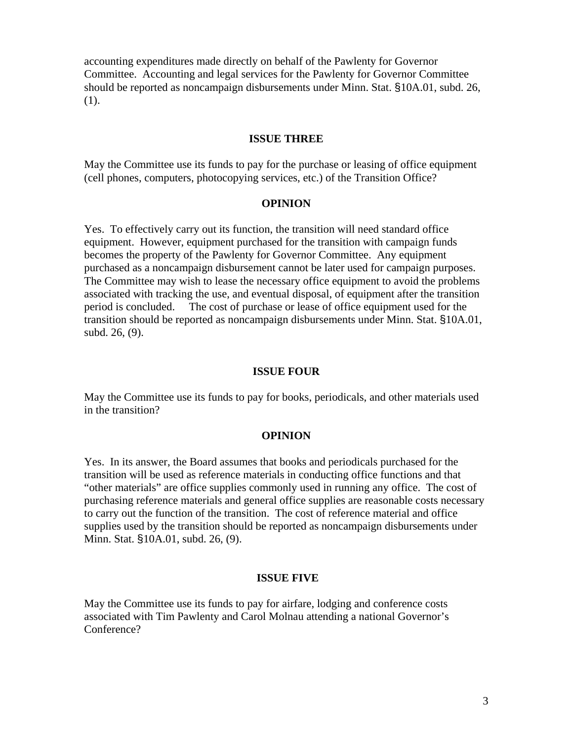accounting expenditures made directly on behalf of the Pawlenty for Governor Committee. Accounting and legal services for the Pawlenty for Governor Committee should be reported as noncampaign disbursements under Minn. Stat. §10A.01, subd. 26, (1).

### ISSUE THREE

May the Committee use its funds to pay for the purchase or leasing of office equipment (cell phones, computers, photocopying services, etc.) of the Transition Office?

### OPINION

Yes. To effectively carry out its function, the transition will need standard office equipment. However, equipment purchased for the transition with campaign funds becomes the property of the Pawlenty for Governor Committee. Any equipment purchased as a noncampaign disbursement cannot be later used for campaign purposes. The Committee may wish to lease the necessary office equipment to avoid the problems associated with tracking the use, and eventual disposal, of equipment after the transition period is concluded. The cost of purchase or lease of office equipment used for the transition should be reported as noncampaign disbursements under Minn. Stat. §10A.01, subd. 26, (9).

### ISSUE FOUR

May the Committee use its funds to pay for books, periodicals, and other materials used in the transition?

### OPINION

Yes. In its answer, the Board assumes that books and periodicals purchased for the transition will be used as reference materials in conducting office functions and that "other materials" are office supplies commonly used in running any office. The cost of purchasing reference materials and general office supplies are reasonable costs necessary to carry out the function of the transition. The cost of reference material and office supplies used by the transition should be reported as noncampaign disbursements under Minn. Stat. §10A.01, subd. 26, (9).

### ISSUE FIVE

May the Committee use its funds to pay for airfare, lodging and conference costs associated with Tim Pawlenty and Carol Molnau attending a national Governor's Conference?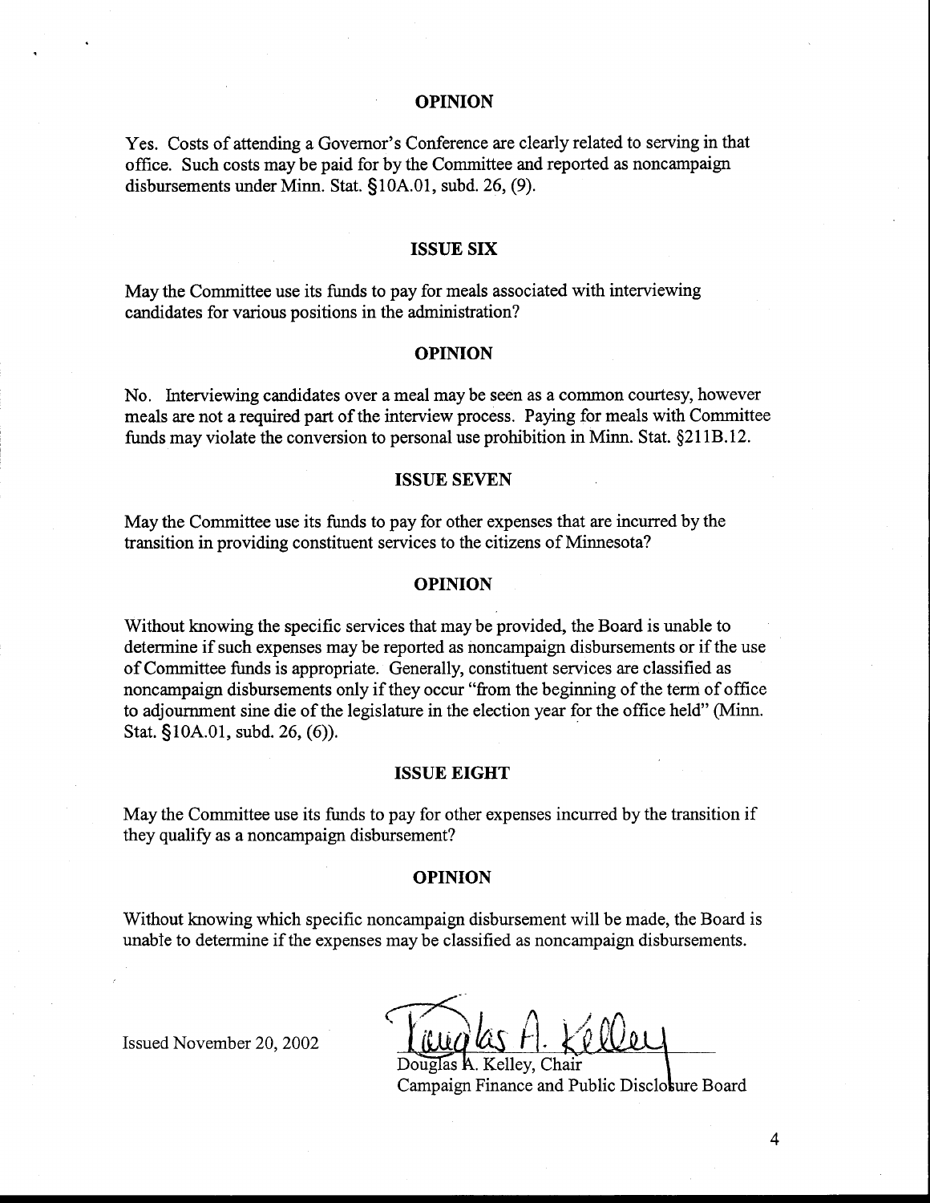## OPINION

Yes. Costs of attending a Governor's Conference are clearly related to serving in that office. Such costs may be paid for by the Committee and reported as noncampaign disbursements under Minn. Stat. §10A.01, subd. 26, (9).

## ISSUE SIX

May the Committee use its funds to pay for meals associated with interviewing candidates for various positions in the administration?

## OPINION

No. Interviewing candidates over a meal may be seen as a common courtesy, however meals are not a required part of the interview process. Paying for meals with Committee funds may violate the conversion to personal use prohibition in Minn. Stat. §211B.12.

## ISSUE SEVEN

May the Committee use its funds to pay for other expenses that are incurred by the transition in providing constituent services to the citizens of Minnesota?

## OPINION

Without knowing the specific services that may be provided, the Board is unable to determine if such expenses may be reported as noncampaign disbursements or if the use of Committee funds is appropriate. Generally, constituent services are classified as noncampaign disbursements only if they occur "from the beginning of the term of office to adjournment sine die of the legislature in the election year for the office held" (Minn. Stat. §10A.01, subd. 26, (6)).

## ISSUE EIGHT

May the Committee use its funds to pay for other expenses incurred by the transition if they qualify as a noncampaign disbursement?

## OPINION

Without knowing which specific noncampaign disbursement will be made, the Board is unable to determine if the expenses may be classified as noncampaign disbursements.

Issued November 20, 2002

Douglas A. Kelley, Chair
Campaign Finance and Public Disclosure Board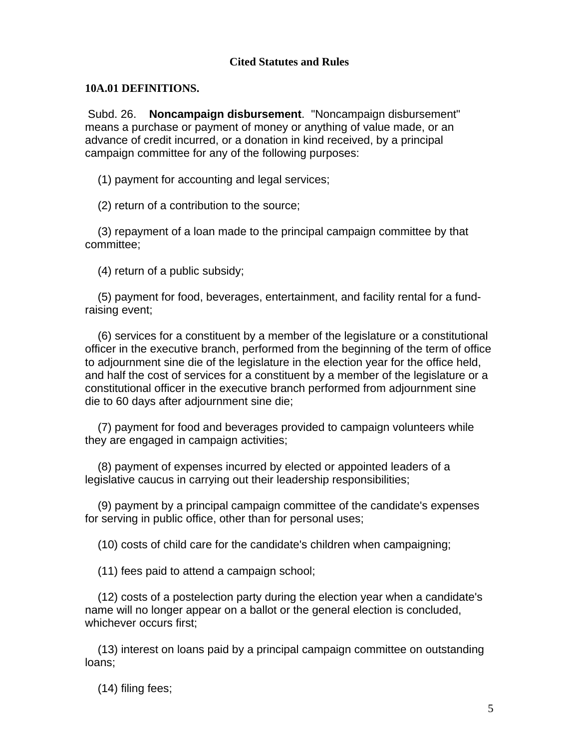**Cited Statutes and Rules**

**10A.01 DEFINITIONS.**

Subd. 26. **Noncampaign disbursement**. "Noncampaign disbursement" means a purchase or payment of money or anything of value made, or an advance of credit incurred, or a donation in kind received, by a principal campaign committee for any of the following purposes:

(1) payment for accounting and legal services;

(2) return of a contribution to the source;

(3) repayment of a loan made to the principal campaign committee by that committee;

(4) return of a public subsidy;

(5) payment for food, beverages, entertainment, and facility rental for a fund-raising event;

(6) services for a constituent by a member of the legislature or a constitutional officer in the executive branch, performed from the beginning of the term of office to adjournment sine die of the legislature in the election year for the office held, and half the cost of services for a constituent by a member of the legislature or a constitutional officer in the executive branch performed from adjournment sine die to 60 days after adjournment sine die;

(7) payment for food and beverages provided to campaign volunteers while they are engaged in campaign activities;

(8) payment of expenses incurred by elected or appointed leaders of a legislative caucus in carrying out their leadership responsibilities;

(9) payment by a principal campaign committee of the candidate's expenses for serving in public office, other than for personal uses;

(10) costs of child care for the candidate's children when campaigning;

(11) fees paid to attend a campaign school;

(12) costs of a postelection party during the election year when a candidate's name will no longer appear on a ballot or the general election is concluded, whichever occurs first;

(13) interest on loans paid by a principal campaign committee on outstanding loans;

(14) filing fees;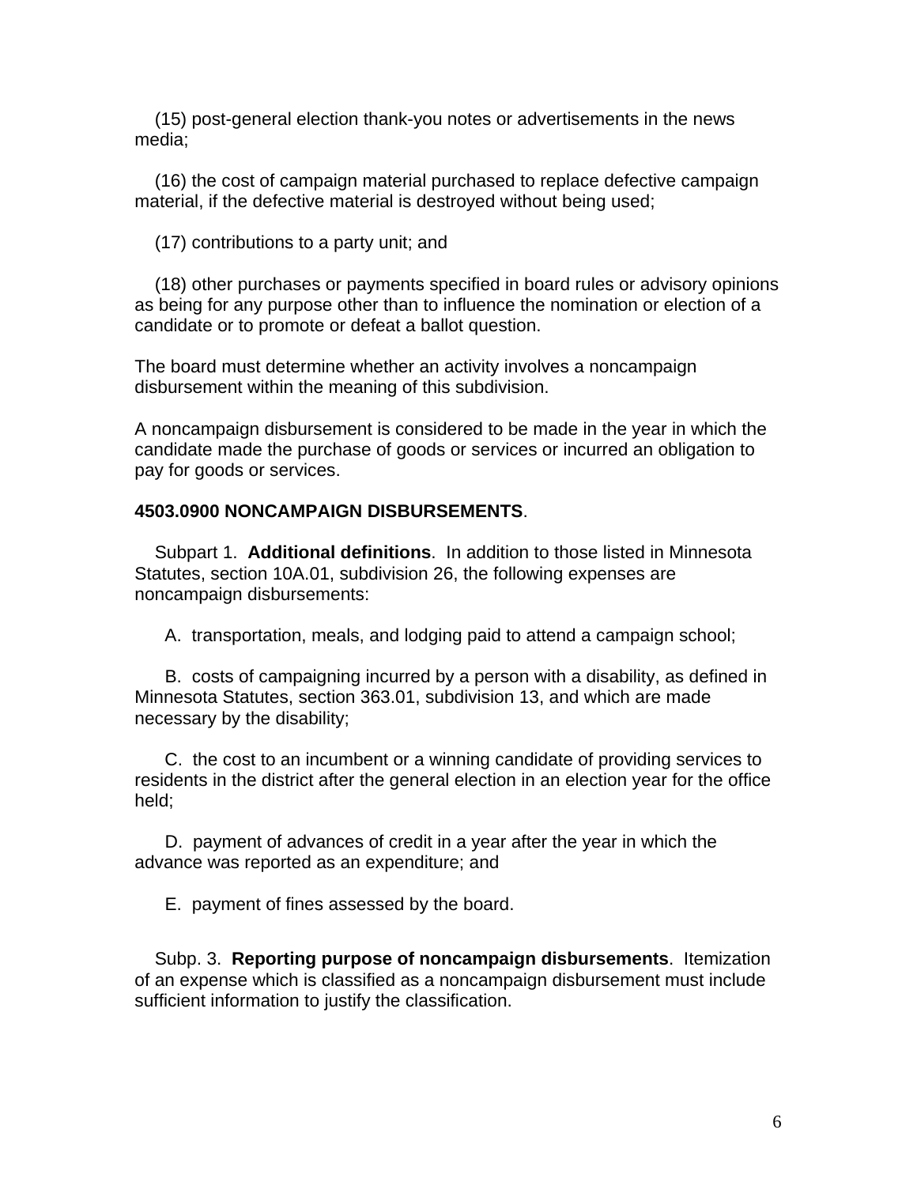(15) post-general election thank-you notes or advertisements in the news media;

(16) the cost of campaign material purchased to replace defective campaign material, if the defective material is destroyed without being used;

(17) contributions to a party unit; and

(18) other purchases or payments specified in board rules or advisory opinions as being for any purpose other than to influence the nomination or election of a candidate or to promote or defeat a ballot question.

The board must determine whether an activity involves a noncampaign disbursement within the meaning of this subdivision.

A noncampaign disbursement is considered to be made in the year in which the candidate made the purchase of goods or services or incurred an obligation to pay for goods or services.

**4503.0900 NONCAMPAIGN DISBURSEMENTS**.

Subpart 1. **Additional definitions**. In addition to those listed in Minnesota Statutes, section 10A.01, subdivision 26, the following expenses are noncampaign disbursements:

A. transportation, meals, and lodging paid to attend a campaign school;

B. costs of campaigning incurred by a person with a disability, as defined in Minnesota Statutes, section 363.01, subdivision 13, and which are made necessary by the disability;

C. the cost to an incumbent or a winning candidate of providing services to residents in the district after the general election in an election year for the office held;

D. payment of advances of credit in a year after the year in which the advance was reported as an expenditure; and

E. payment of fines assessed by the board.

Subp. 3. **Reporting purpose of noncampaign disbursements**. Itemization of an expense which is classified as a noncampaign disbursement must include sufficient information to justify the classification.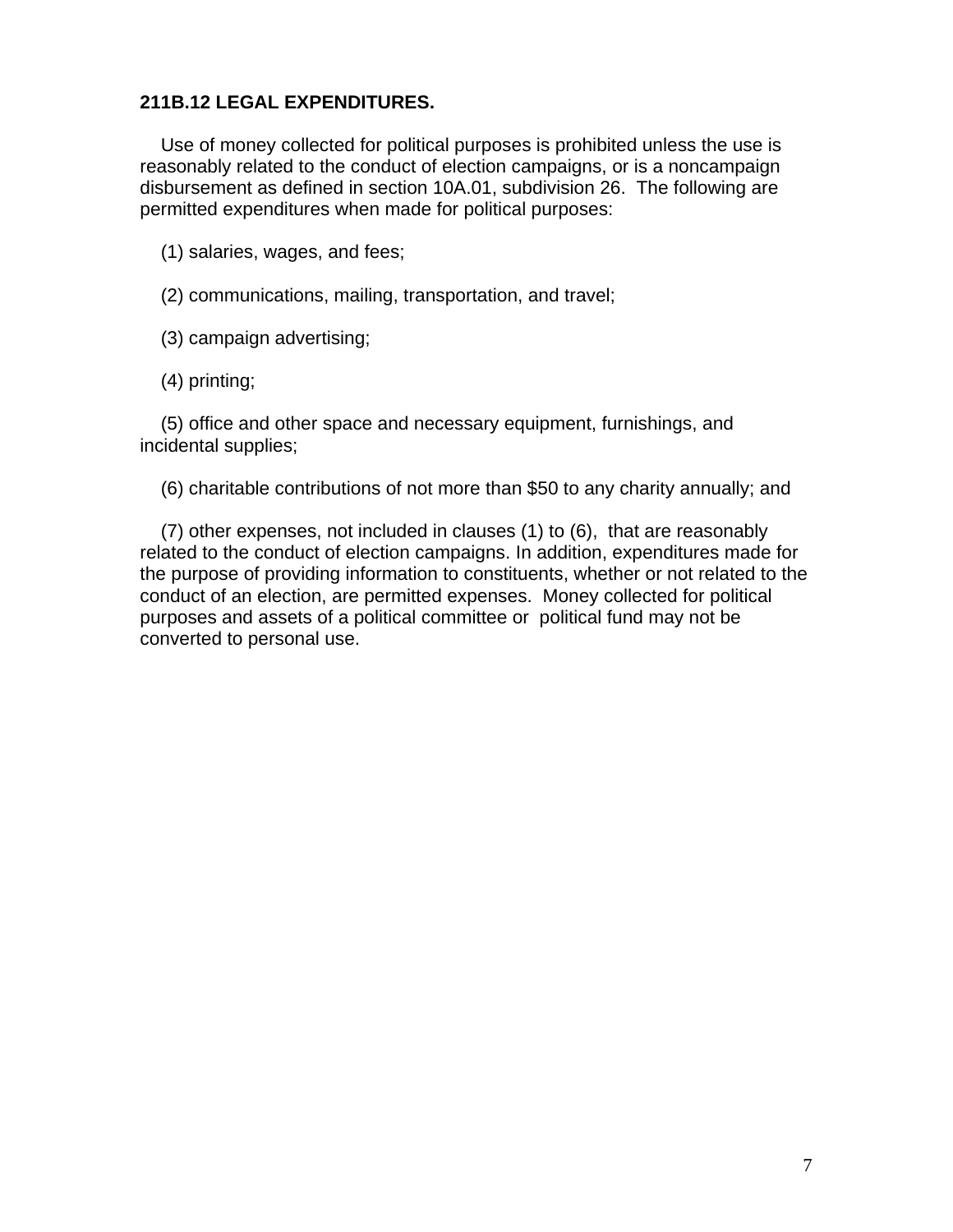**211B.12 LEGAL EXPENDITURES.**

Use of money collected for political purposes is prohibited unless the use is reasonably related to the conduct of election campaigns, or is a noncampaign disbursement as defined in section 10A.01, subdivision 26. The following are permitted expenditures when made for political purposes:

(1) salaries, wages, and fees;

(2) communications, mailing, transportation, and travel;

(3) campaign advertising;

(4) printing;

(5) office and other space and necessary equipment, furnishings, and incidental supplies;

(6) charitable contributions of not more than $50 to any charity annually; and

(7) other expenses, not included in clauses (1) to (6), that are reasonably related to the conduct of election campaigns. In addition, expenditures made for the purpose of providing information to constituents, whether or not related to the conduct of an election, are permitted expenses. Money collected for political purposes and assets of a political committee or political fund may not be converted to personal use.